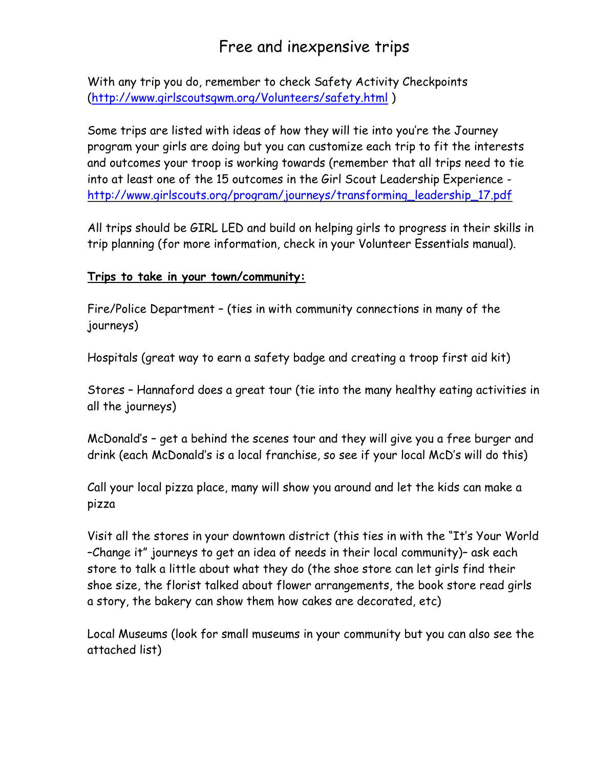# Free and inexpensive trips

With any trip you do, remember to check Safety Activity Checkpoints (http://www.girlscoutsgwm.org/Volunteers/safety.html )

Some trips are listed with ideas of how they will tie into you're the Journey program your girls are doing but you can customize each trip to fit the interests and outcomes your troop is working towards (remember that all trips need to tie into at least one of the 15 outcomes in the Girl Scout Leadership Experience - http://www.girlscouts.org/program/journeys/transforming_leadership_17.pdf

All trips should be GIRL LED and build on helping girls to progress in their skills in trip planning (for more information, check in your Volunteer Essentials manual).

**Trips to take in your town/community:**

Fire/Police Department – (ties in with community connections in many of the journeys)

Hospitals (great way to earn a safety badge and creating a troop first aid kit)

Stores – Hannaford does a great tour (tie into the many healthy eating activities in all the journeys)

McDonald's – get a behind the scenes tour and they will give you a free burger and drink (each McDonald's is a local franchise, so see if your local McD's will do this)

Call your local pizza place, many will show you around and let the kids can make a pizza

Visit all the stores in your downtown district (this ties in with the "It's Your World –Change it" journeys to get an idea of needs in their local community)– ask each store to talk a little about what they do (the shoe store can let girls find their shoe size, the florist talked about flower arrangements, the book store read girls a story, the bakery can show them how cakes are decorated, etc)

Local Museums (look for small museums in your community but you can also see the attached list)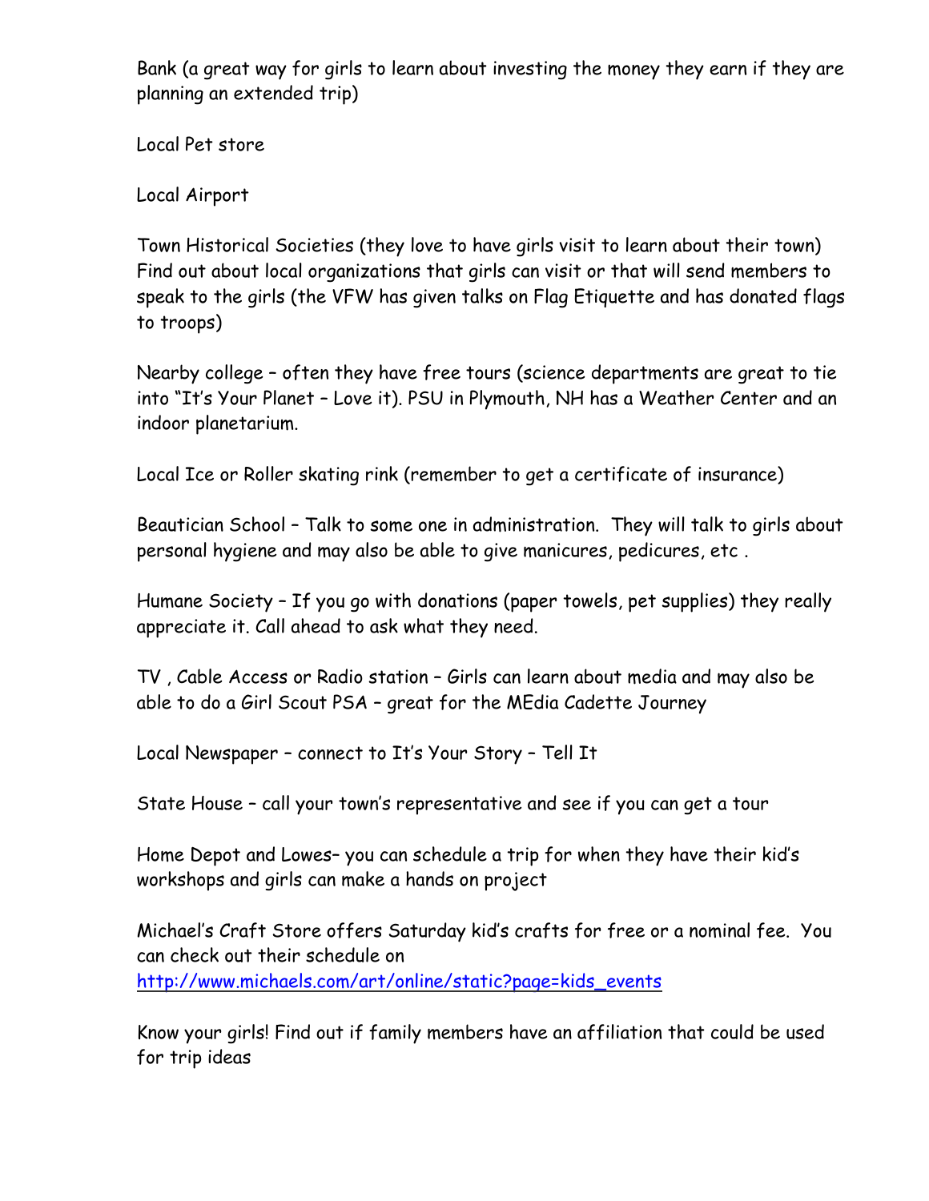Bank (a great way for girls to learn about investing the money they earn if they are planning an extended trip)

Local Pet store

Local Airport

Town Historical Societies (they love to have girls visit to learn about their town) Find out about local organizations that girls can visit or that will send members to speak to the girls (the VFW has given talks on Flag Etiquette and has donated flags to troops)

Nearby college – often they have free tours (science departments are great to tie into "It's Your Planet – Love it). PSU in Plymouth, NH has a Weather Center and an indoor planetarium.

Local Ice or Roller skating rink (remember to get a certificate of insurance)

Beautician School – Talk to some one in administration. They will talk to girls about personal hygiene and may also be able to give manicures, pedicures, etc .

Humane Society – If you go with donations (paper towels, pet supplies) they really appreciate it. Call ahead to ask what they need.

TV , Cable Access or Radio station – Girls can learn about media and may also be able to do a Girl Scout PSA – great for the MEdia Cadette Journey

Local Newspaper – connect to It's Your Story – Tell It

State House – call your town's representative and see if you can get a tour

Home Depot and Lowes– you can schedule a trip for when they have their kid's workshops and girls can make a hands on project

Michael's Craft Store offers Saturday kid's crafts for free or a nominal fee. You can check out their schedule on http://www.michaels.com/art/online/static?page=kids_events

Know your girls! Find out if family members have an affiliation that could be used for trip ideas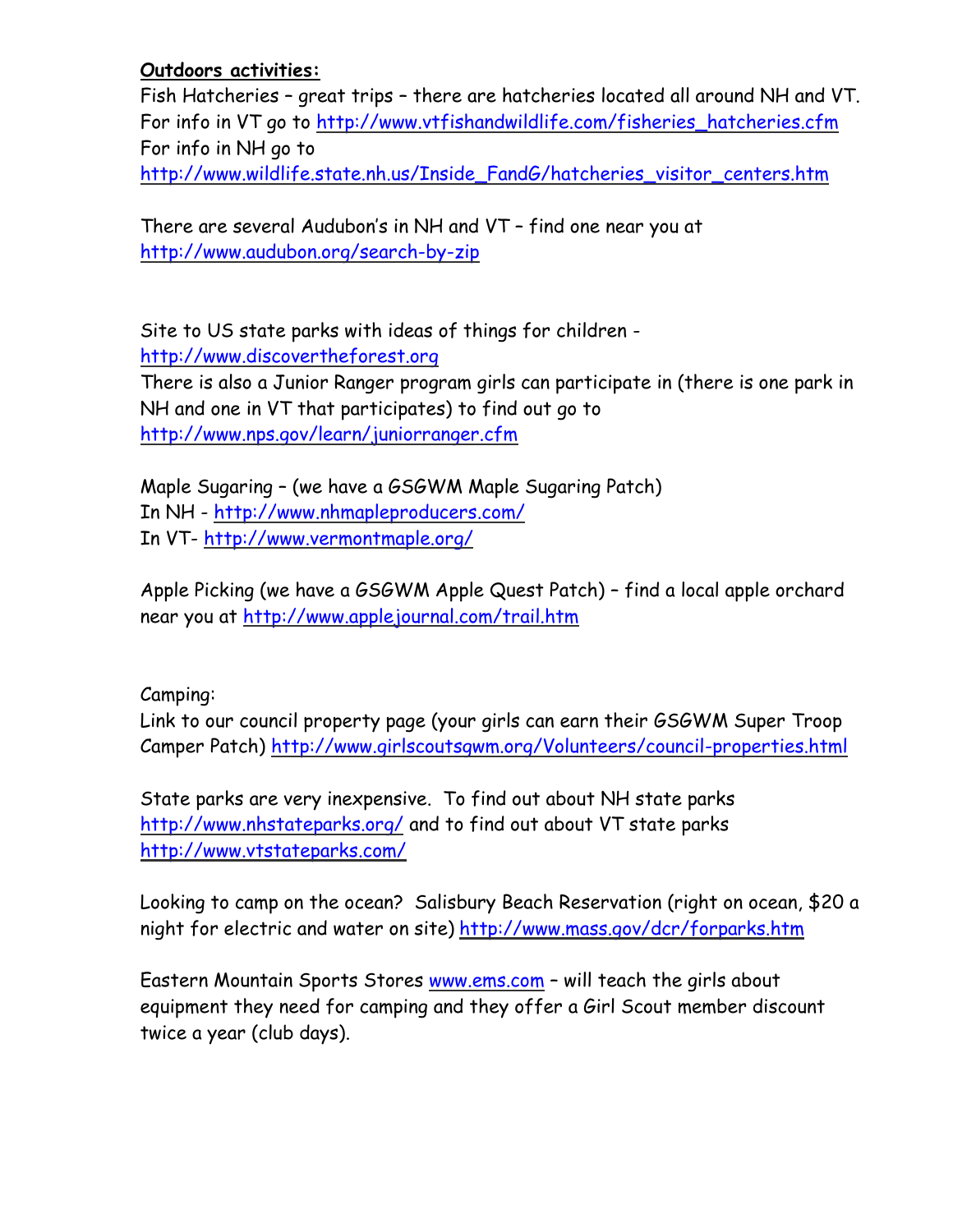**Outdoors activities:**

Fish Hatcheries – great trips – there are hatcheries located all around NH and VT. For info in VT go to http://www.vtfishandwildlife.com/fisheries_hatcheries.cfm
For info in NH go to
http://www.wildlife.state.nh.us/Inside_FandG/hatcheries_visitor_centers.htm

There are several Audubon's in NH and VT – find one near you at
http://www.audubon.org/search-by-zip

Site to US state parks with ideas of things for children -
http://www.discovertheforest.org
There is also a Junior Ranger program girls can participate in (there is one park in NH and one in VT that participates) to find out go to
http://www.nps.gov/learn/juniorranger.cfm

Maple Sugaring – (we have a GSGWM Maple Sugaring Patch)
In NH - http://www.nhmapleproducers.com/
In VT- http://www.vermontmaple.org/

Apple Picking (we have a GSGWM Apple Quest Patch) – find a local apple orchard near you at http://www.applejournal.com/trail.htm

Camping:
Link to our council property page (your girls can earn their GSGWM Super Troop Camper Patch) http://www.girlscoutsgwm.org/Volunteers/council-properties.html

State parks are very inexpensive. To find out about NH state parks http://www.nhstateparks.org/ and to find out about VT state parks http://www.vtstateparks.com/

Looking to camp on the ocean? Salisbury Beach Reservation (right on ocean, $20 a night for electric and water on site) http://www.mass.gov/dcr/forparks.htm

Eastern Mountain Sports Stores www.ems.com – will teach the girls about equipment they need for camping and they offer a Girl Scout member discount twice a year (club days).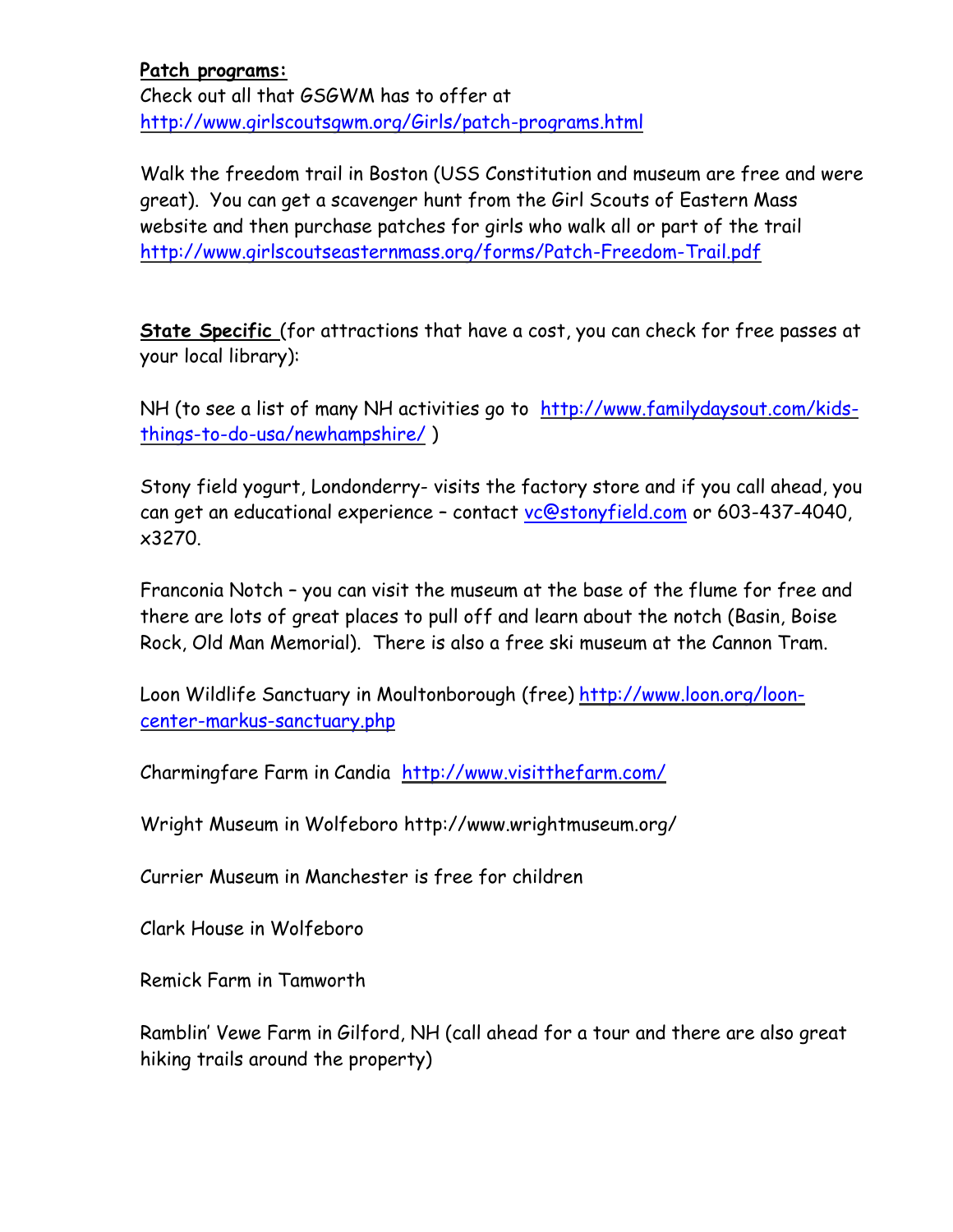**Patch programs:**
Check out all that GSGWM has to offer at
http://www.girlscoutsgwm.org/Girls/patch-programs.html

Walk the freedom trail in Boston (USS Constitution and museum are free and were great). You can get a scavenger hunt from the Girl Scouts of Eastern Mass website and then purchase patches for girls who walk all or part of the trail
http://www.girlscoutseasternmass.org/forms/Patch-Freedom-Trail.pdf

**State Specific** (for attractions that have a cost, you can check for free passes at your local library):

NH (to see a list of many NH activities go to http://www.familydaysout.com/kids-things-to-do-usa/newhampshire/ )

Stony field yogurt, Londonderry- visits the factory store and if you call ahead, you can get an educational experience – contact vc@stonyfield.com or 603-437-4040, x3270.

Franconia Notch – you can visit the museum at the base of the flume for free and there are lots of great places to pull off and learn about the notch (Basin, Boise Rock, Old Man Memorial). There is also a free ski museum at the Cannon Tram.

Loon Wildlife Sanctuary in Moultonborough (free) http://www.loon.org/loon-center-markus-sanctuary.php

Charmingfare Farm in Candia http://www.visitthefarm.com/

Wright Museum in Wolfeboro http://www.wrightmuseum.org/

Currier Museum in Manchester is free for children

Clark House in Wolfeboro

Remick Farm in Tamworth

Ramblin' Vewe Farm in Gilford, NH (call ahead for a tour and there are also great hiking trails around the property)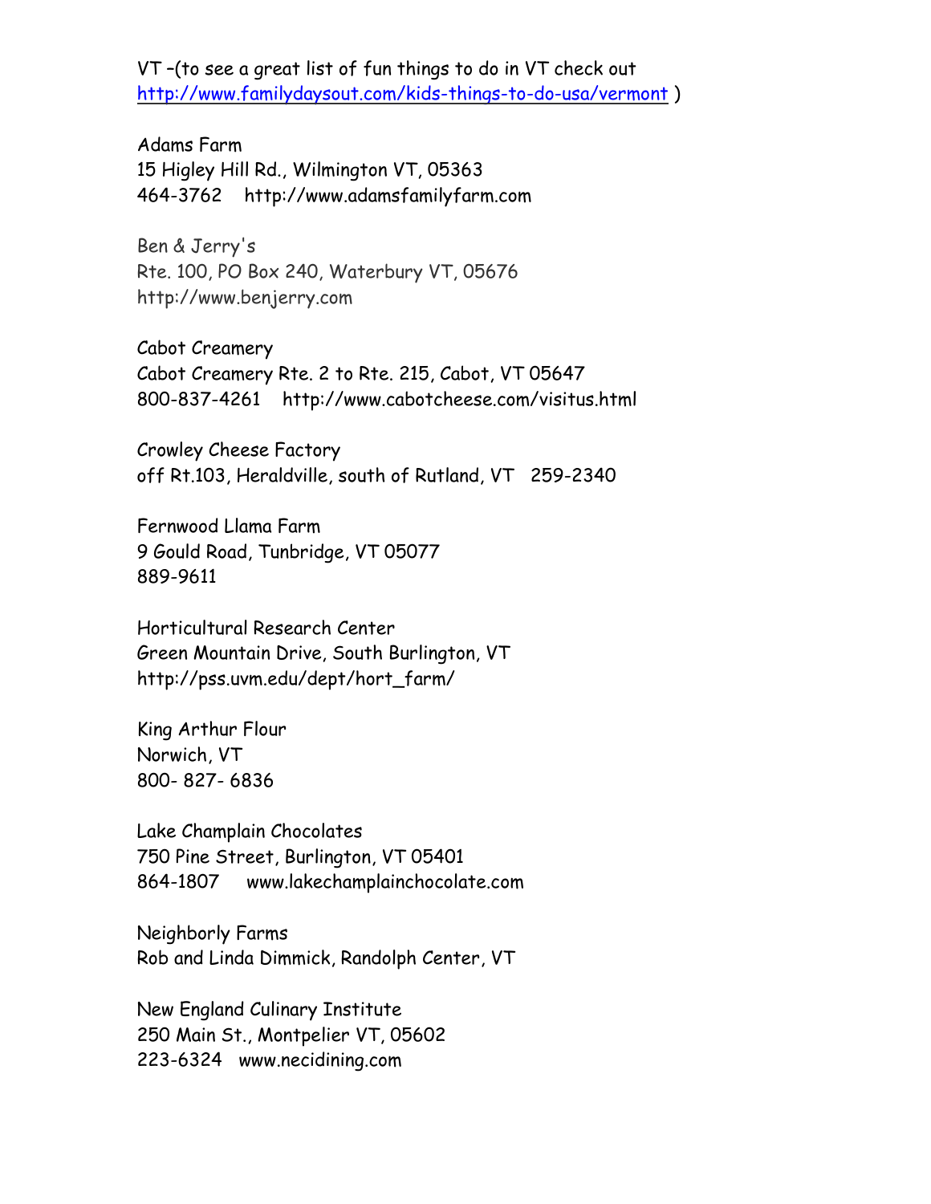VT –(to see a great list of fun things to do in VT check out http://www.familydaysout.com/kids-things-to-do-usa/vermont )

Adams Farm
15 Higley Hill Rd., Wilmington VT, 05363
464-3762    http://www.adamsfamilyfarm.com

Ben & Jerry's
Rte. 100, PO Box 240, Waterbury VT, 05676
http://www.benjerry.com

Cabot Creamery
Cabot Creamery Rte. 2 to Rte. 215, Cabot, VT 05647
800-837-4261    http://www.cabotcheese.com/visitus.html

Crowley Cheese Factory
off Rt.103, Heraldville, south of Rutland, VT   259-2340

Fernwood Llama Farm
9 Gould Road, Tunbridge, VT 05077
889-9611

Horticultural Research Center
Green Mountain Drive, South Burlington, VT
http://pss.uvm.edu/dept/hort_farm/

King Arthur Flour
Norwich, VT
800- 827- 6836

Lake Champlain Chocolates
750 Pine Street, Burlington, VT 05401
864-1807    www.lakechamplainchocolate.com

Neighborly Farms
Rob and Linda Dimmick, Randolph Center, VT

New England Culinary Institute
250 Main St., Montpelier VT, 05602
223-6324   www.necidining.com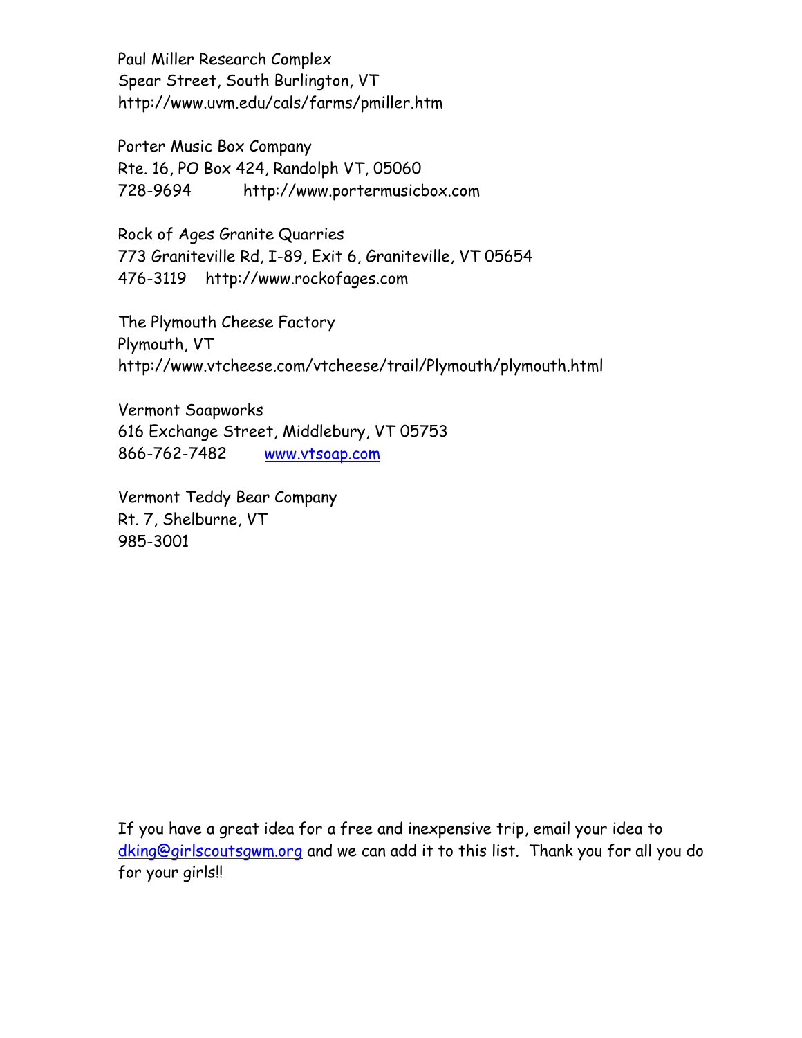Paul Miller Research Complex
Spear Street, South Burlington, VT
http://www.uvm.edu/cals/farms/pmiller.htm

Porter Music Box Company
Rte. 16, PO Box 424, Randolph VT, 05060
728-9694 http://www.portermusicbox.com

Rock of Ages Granite Quarries
773 Graniteville Rd, I-89, Exit 6, Graniteville, VT 05654
476-3119 http://www.rockofages.com

The Plymouth Cheese Factory
Plymouth, VT
http://www.vtcheese.com/vtcheese/trail/Plymouth/plymouth.html

Vermont Soapworks
616 Exchange Street, Middlebury, VT 05753
866-762-7482 www.vtsoap.com

Vermont Teddy Bear Company
Rt. 7, Shelburne, VT
985-3001

If you have a great idea for a free and inexpensive trip, email your idea to dking@girlscoutsgwm.org and we can add it to this list. Thank you for all you do for your girls!!